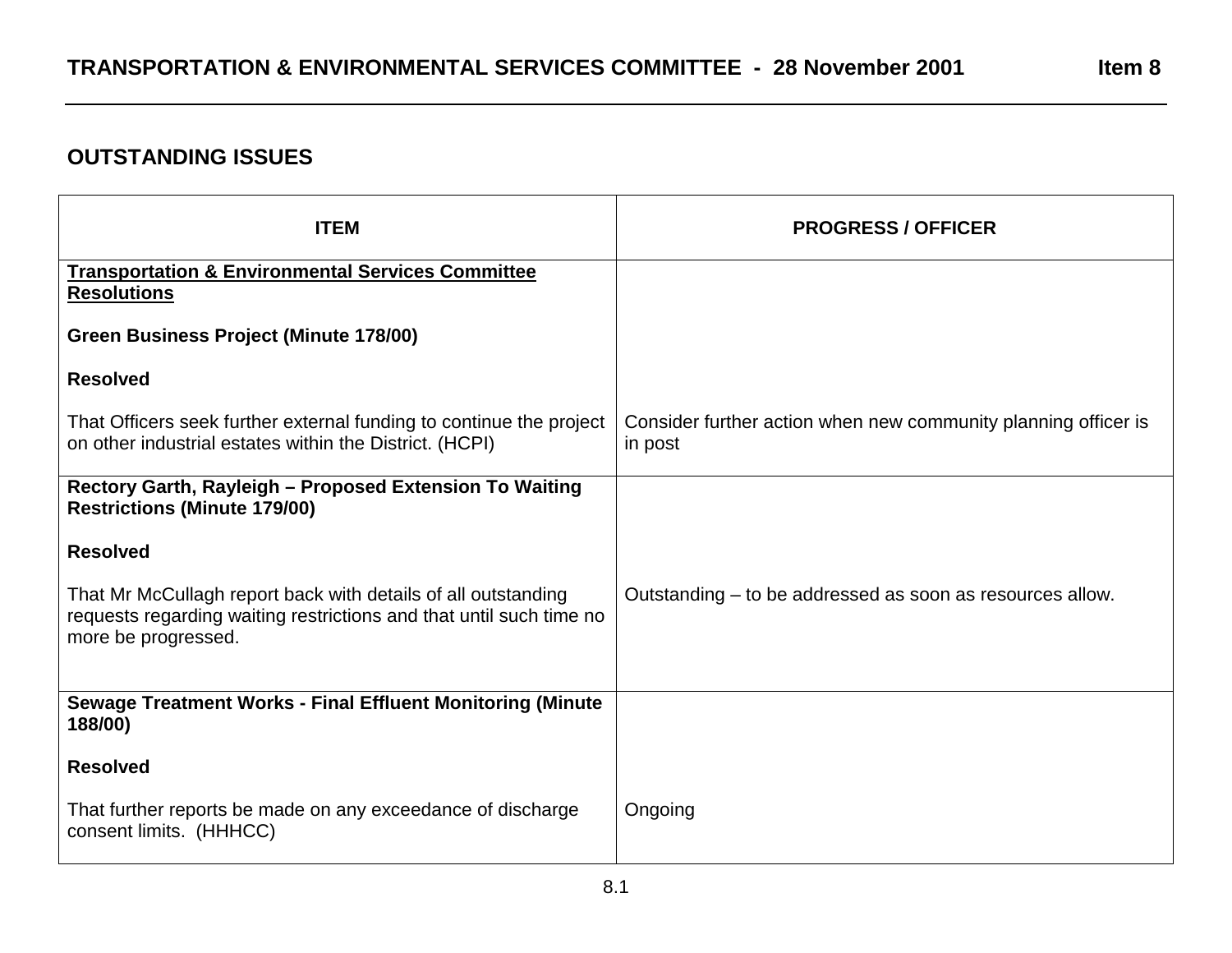**TRANSPORTATION & ENVIRONMENTAL SERVICES COMMITTEE - 28 November 2001** **Item 8**

## OUTSTANDING ISSUES

| ITEM | PROGRESS / OFFICER |
|---|---|
| **Transportation & Environmental Services Committee Resolutions**<br><br>**Green Business Project (Minute 178/00)**<br><br>**Resolved**<br><br>That Officers seek further external funding to continue the project on other industrial estates within the District. (HCPI) | Consider further action when new community planning officer is in post |
| **Rectory Garth, Rayleigh – Proposed Extension To Waiting Restrictions (Minute 179/00)**<br><br>**Resolved**<br><br>That Mr McCullagh report back with details of all outstanding requests regarding waiting restrictions and that until such time no more be progressed. | Outstanding – to be addressed as soon as resources allow. |
| **Sewage Treatment Works - Final Effluent Monitoring (Minute 188/00)**<br><br>**Resolved**<br><br>That further reports be made on any exceedance of discharge consent limits. (HHHCC) | Ongoing |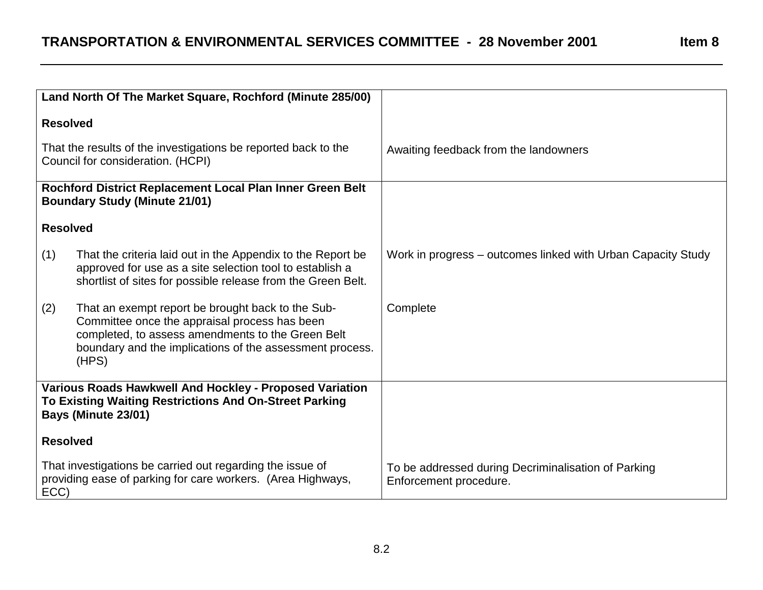| | |
|---|---|
| **Land North Of The Market Square, Rochford (Minute 285/00)** | |
| **Resolved** | |
| That the results of the investigations be reported back to the Council for consideration. (HCPI) | Awaiting feedback from the landowners |
| **Rochford District Replacement Local Plan Inner Green Belt Boundary Study (Minute 21/01)** | |
| **Resolved** | |
| (1) That the criteria laid out in the Appendix to the Report be approved for use as a site selection tool to establish a shortlist of sites for possible release from the Green Belt. | Work in progress – outcomes linked with Urban Capacity Study |
| (2) That an exempt report be brought back to the Sub-Committee once the appraisal process has been completed, to assess amendments to the Green Belt boundary and the implications of the assessment process. (HPS) | Complete |
| **Various Roads Hawkwell And Hockley - Proposed Variation To Existing Waiting Restrictions And On-Street Parking Bays (Minute 23/01)** | |
| **Resolved** | |
| That investigations be carried out regarding the issue of providing ease of parking for care workers. (Area Highways, ECC) | To be addressed during Decriminalisation of Parking Enforcement procedure. |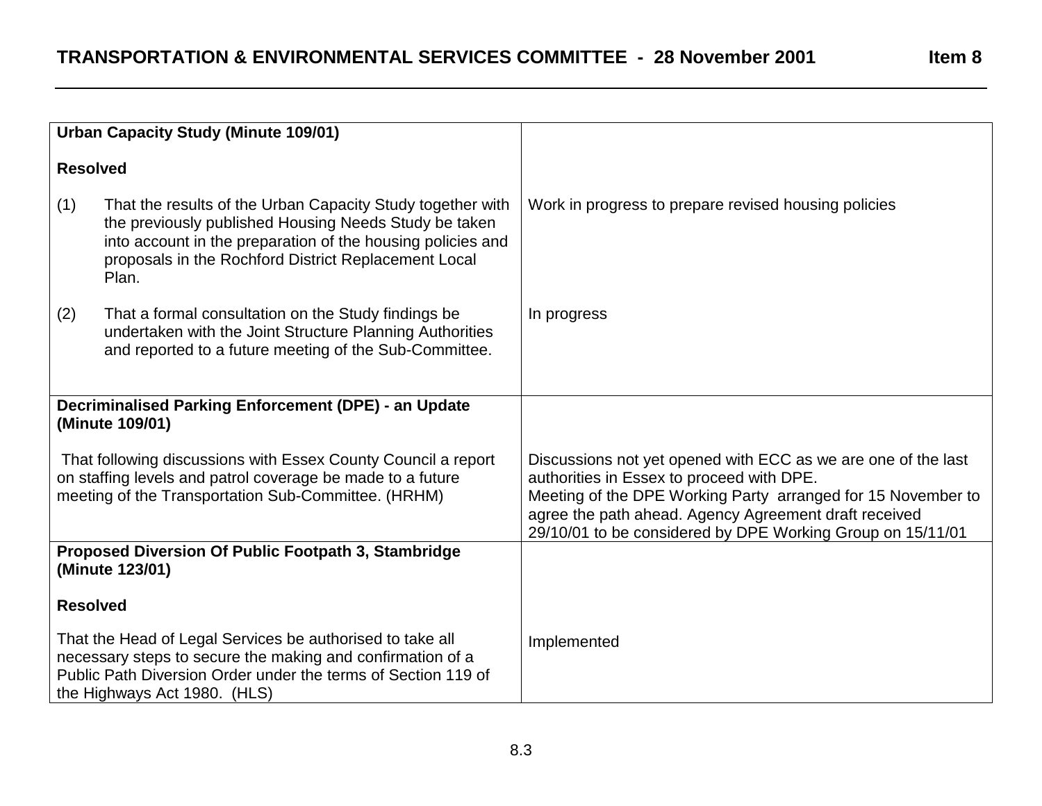| | |
|---|---|
| **Urban Capacity Study (Minute 109/01)**<br><br>**Resolved**<br><br>(1) That the results of the Urban Capacity Study together with the previously published Housing Needs Study be taken into account in the preparation of the housing policies and proposals in the Rochford District Replacement Local Plan.<br><br>(2) That a formal consultation on the Study findings be undertaken with the Joint Structure Planning Authorities and reported to a future meeting of the Sub-Committee. | Work in progress to prepare revised housing policies<br><br>In progress |
| **Decriminalised Parking Enforcement (DPE) - an Update (Minute 109/01)**<br><br>That following discussions with Essex County Council a report on staffing levels and patrol coverage be made to a future meeting of the Transportation Sub-Committee. (HRHM) | Discussions not yet opened with ECC as we are one of the last authorities in Essex to proceed with DPE.<br>Meeting of the DPE Working Party arranged for 15 November to agree the path ahead. Agency Agreement draft received 29/10/01 to be considered by DPE Working Group on 15/11/01 |
| **Proposed Diversion Of Public Footpath 3, Stambridge (Minute 123/01)**<br><br>**Resolved**<br><br>That the Head of Legal Services be authorised to take all necessary steps to secure the making and confirmation of a Public Path Diversion Order under the terms of Section 119 of the Highways Act 1980. (HLS) | Implemented |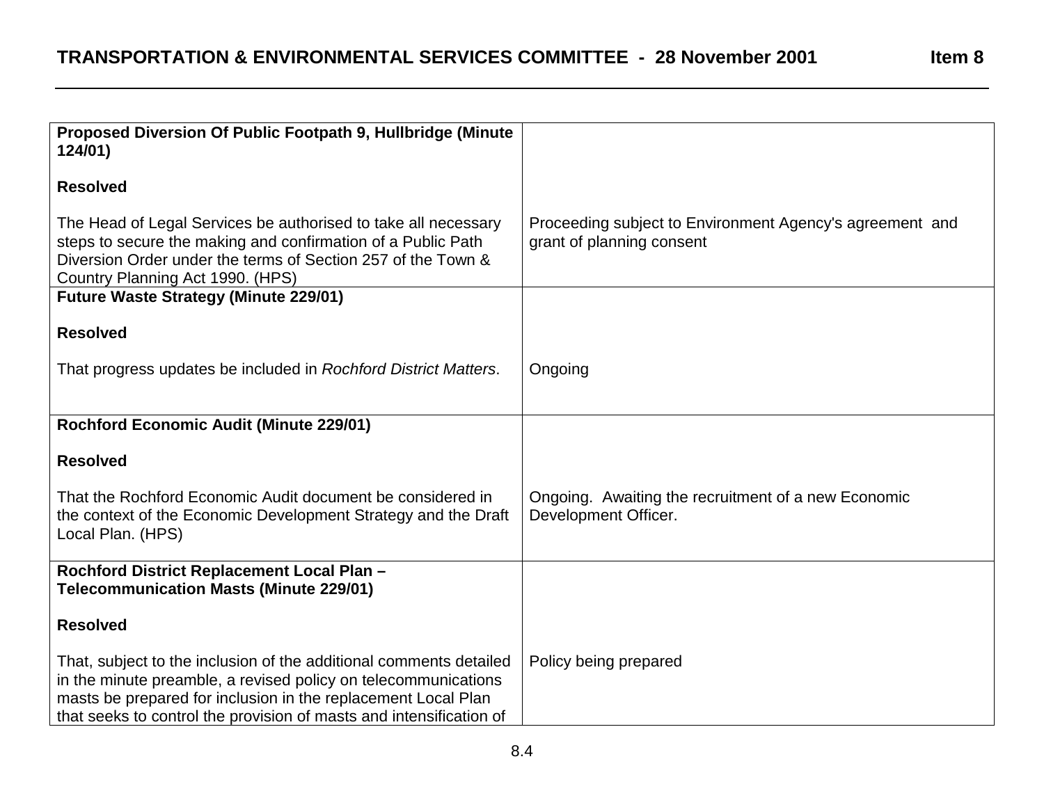| **Proposed Diversion Of Public Footpath 9, Hullbridge (Minute 124/01)**<br><br>**Resolved**<br><br>The Head of Legal Services be authorised to take all necessary steps to secure the making and confirmation of a Public Path Diversion Order under the terms of Section 257 of the Town & Country Planning Act 1990. (HPS) | Proceeding subject to Environment Agency's agreement and grant of planning consent |
|---|---|
| **Future Waste Strategy (Minute 229/01)**<br><br>**Resolved**<br><br>That progress updates be included in *Rochford District Matters*. | Ongoing |
| **Rochford Economic Audit (Minute 229/01)**<br><br>**Resolved**<br><br>That the Rochford Economic Audit document be considered in the context of the Economic Development Strategy and the Draft Local Plan. (HPS) | Ongoing. Awaiting the recruitment of a new Economic Development Officer. |
| **Rochford District Replacement Local Plan – Telecommunication Masts (Minute 229/01)**<br><br>**Resolved**<br><br>That, subject to the inclusion of the additional comments detailed in the minute preamble, a revised policy on telecommunications masts be prepared for inclusion in the replacement Local Plan that seeks to control the provision of masts and intensification of | Policy being prepared |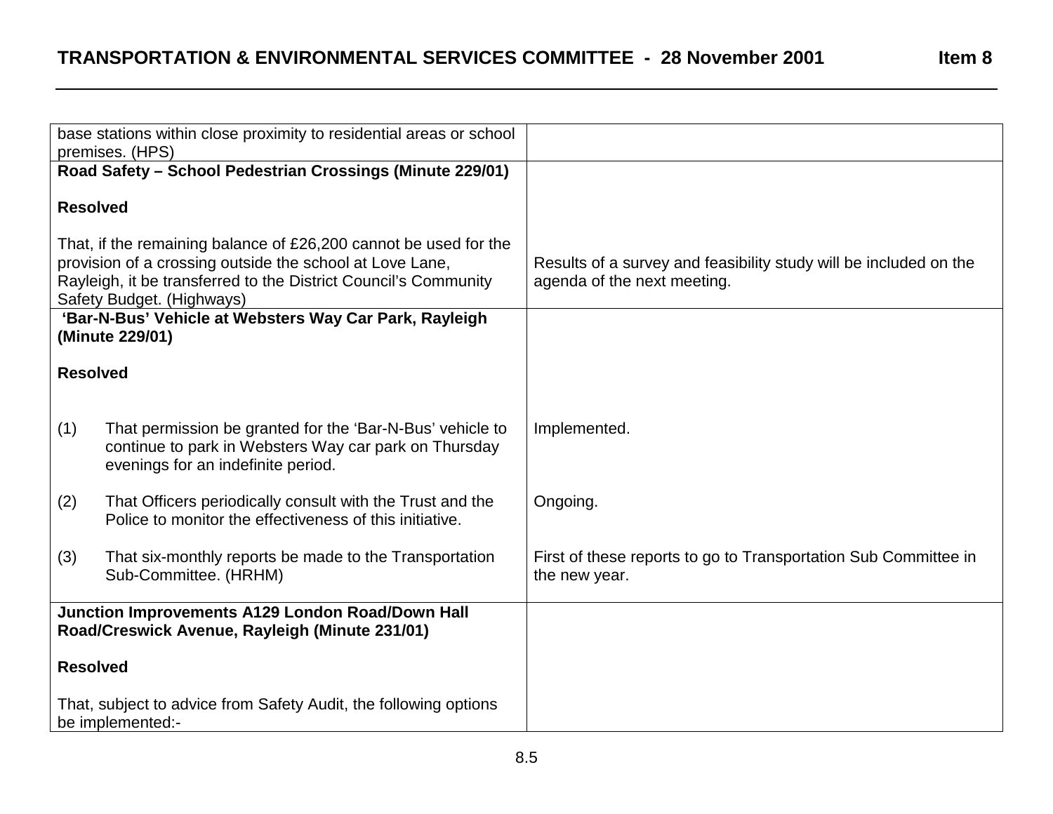| | |
|---|---|
| base stations within close proximity to residential areas or school premises. (HPS) | |
| **Road Safety – School Pedestrian Crossings (Minute 229/01)**<br><br>**Resolved**<br><br>That, if the remaining balance of £26,200 cannot be used for the provision of a crossing outside the school at Love Lane, Rayleigh, it be transferred to the District Council's Community Safety Budget. (Highways) | Results of a survey and feasibility study will be included on the agenda of the next meeting. |
| **'Bar-N-Bus' Vehicle at Websters Way Car Park, Rayleigh (Minute 229/01)**<br><br>**Resolved**<br><br>(1) That permission be granted for the 'Bar-N-Bus' vehicle to continue to park in Websters Way car park on Thursday evenings for an indefinite period.<br><br>(2) That Officers periodically consult with the Trust and the Police to monitor the effectiveness of this initiative.<br><br>(3) That six-monthly reports be made to the Transportation Sub-Committee. (HRHM) | Implemented.<br><br>Ongoing.<br><br>First of these reports to go to Transportation Sub Committee in the new year. |
| **Junction Improvements A129 London Road/Down Hall Road/Creswick Avenue, Rayleigh (Minute 231/01)**<br><br>**Resolved**<br><br>That, subject to advice from Safety Audit, the following options be implemented:- | |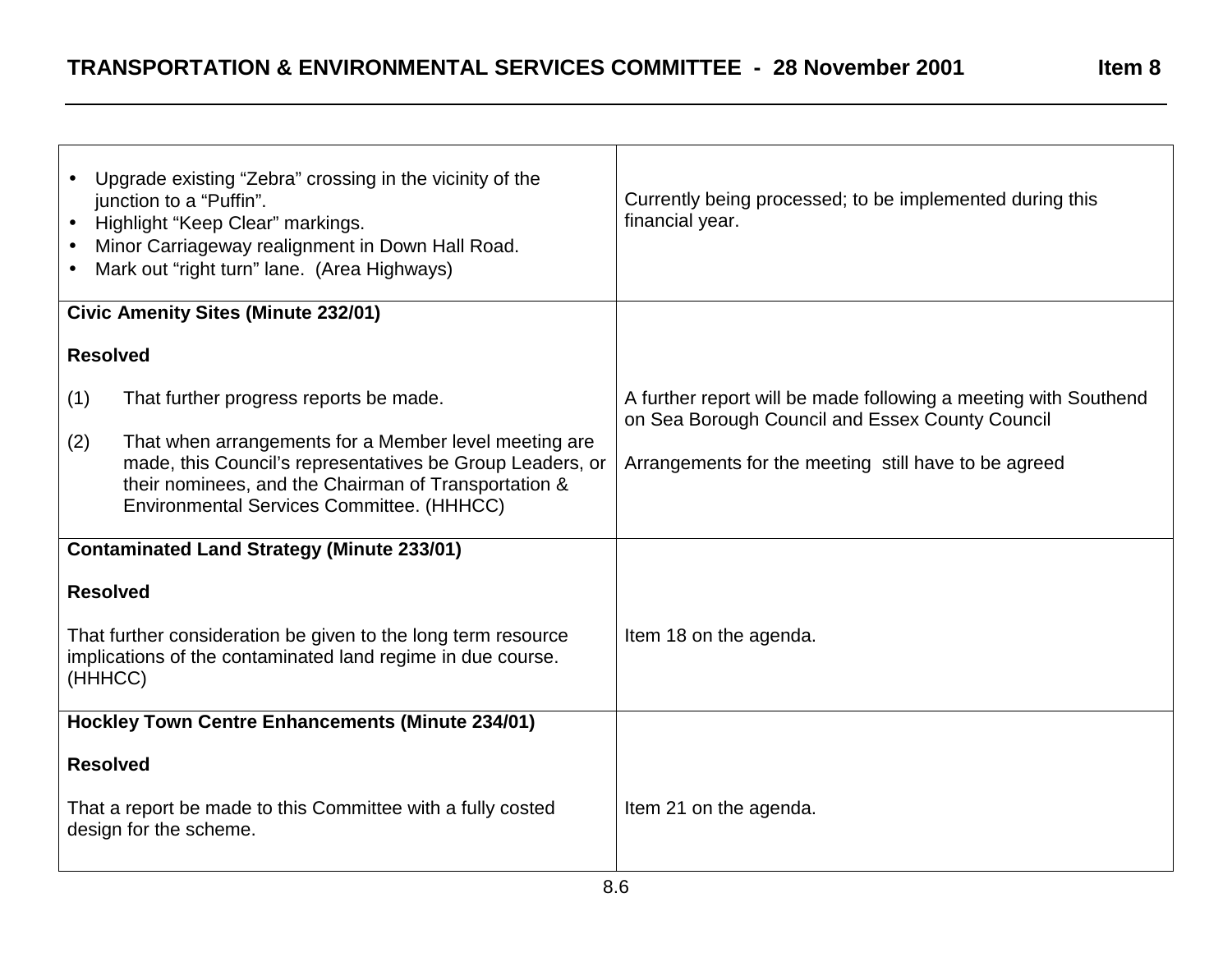| | |
|---|---|
| • Upgrade existing "Zebra" crossing in the vicinity of the junction to a "Puffin".<br>• Highlight "Keep Clear" markings.<br>• Minor Carriageway realignment in Down Hall Road.<br>• Mark out "right turn" lane. (Area Highways) | Currently being processed; to be implemented during this financial year. |
| **Civic Amenity Sites (Minute 232/01)**<br><br>**Resolved**<br><br>(1) That further progress reports be made.<br><br>(2) That when arrangements for a Member level meeting are made, this Council's representatives be Group Leaders, or their nominees, and the Chairman of Transportation & Environmental Services Committee. (HHHCC) | A further report will be made following a meeting with Southend on Sea Borough Council and Essex County Council<br><br>Arrangements for the meeting still have to be agreed |
| **Contaminated Land Strategy (Minute 233/01)**<br><br>**Resolved**<br><br>That further consideration be given to the long term resource implications of the contaminated land regime in due course. (HHHCC) | Item 18 on the agenda. |
| **Hockley Town Centre Enhancements (Minute 234/01)**<br><br>**Resolved**<br><br>That a report be made to this Committee with a fully costed design for the scheme. | Item 21 on the agenda. |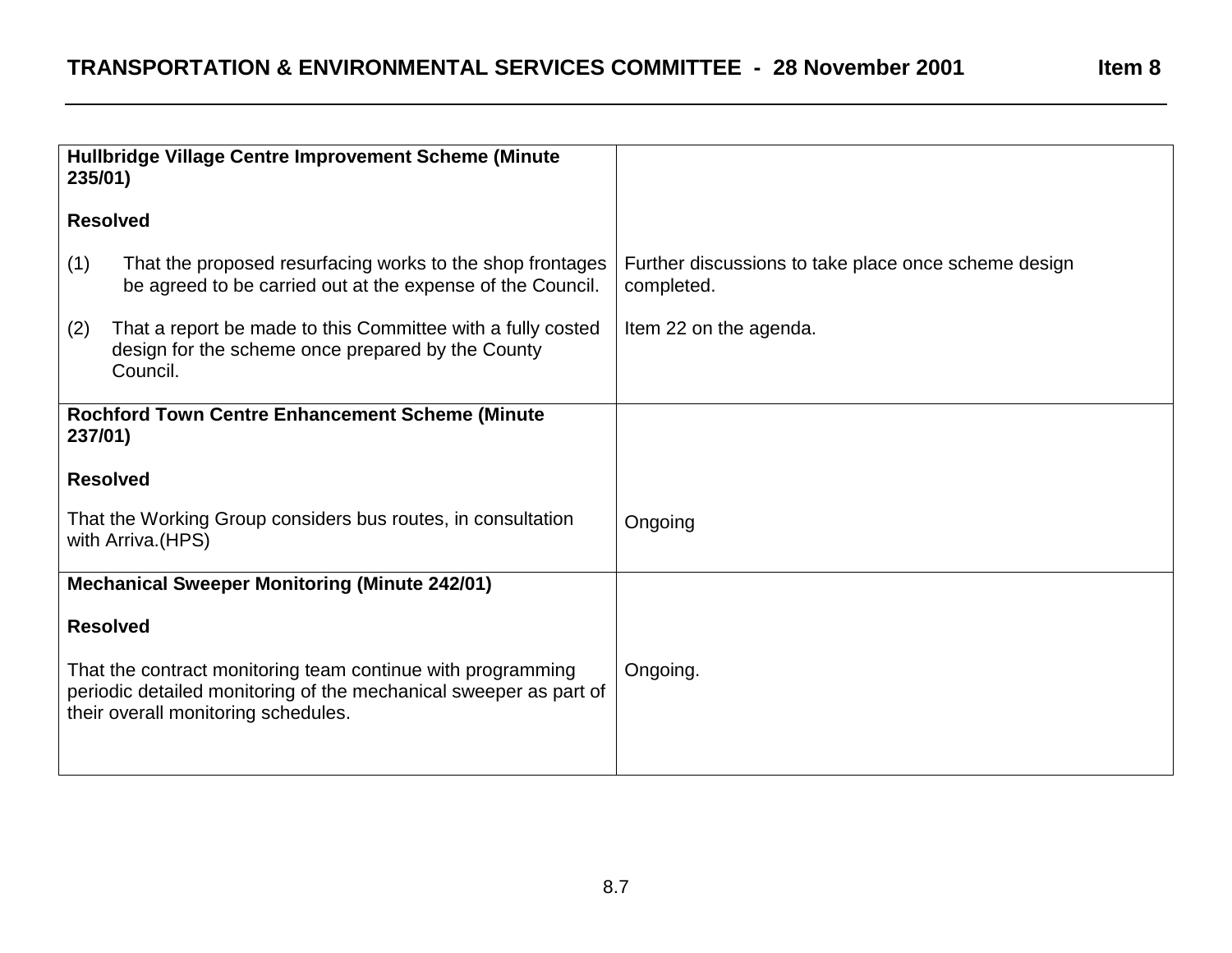| | |
|---|---|
| **Hullbridge Village Centre Improvement Scheme (Minute 235/01)**<br><br>**Resolved**<br><br>(1) That the proposed resurfacing works to the shop frontages be agreed to be carried out at the expense of the Council. | <br><br><br><br>Further discussions to take place once scheme design completed. |
| (2) That a report be made to this Committee with a fully costed design for the scheme once prepared by the County Council. | Item 22 on the agenda. |
| **Rochford Town Centre Enhancement Scheme (Minute 237/01)**<br><br>**Resolved**<br><br>That the Working Group considers bus routes, in consultation with Arriva.(HPS) | <br><br><br><br>Ongoing |
| **Mechanical Sweeper Monitoring (Minute 242/01)**<br><br>**Resolved**<br><br>That the contract monitoring team continue with programming periodic detailed monitoring of the mechanical sweeper as part of their overall monitoring schedules. | <br><br><br><br>Ongoing. |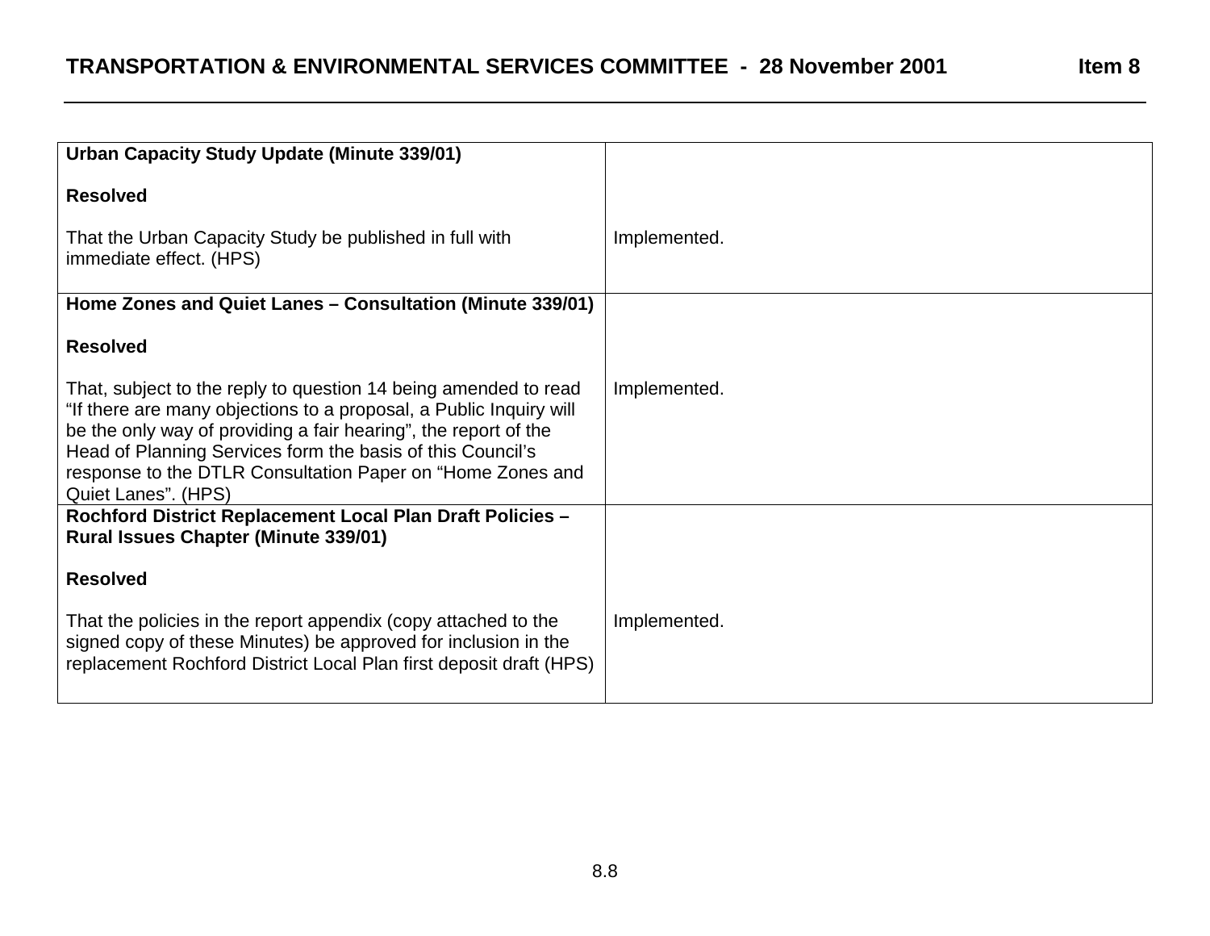| | |
|---|---|
| **Urban Capacity Study Update (Minute 339/01)**<br><br>**Resolved**<br><br>That the Urban Capacity Study be published in full with immediate effect. (HPS) | Implemented. |
| **Home Zones and Quiet Lanes – Consultation (Minute 339/01)**<br><br>**Resolved**<br><br>That, subject to the reply to question 14 being amended to read "If there are many objections to a proposal, a Public Inquiry will be the only way of providing a fair hearing", the report of the Head of Planning Services form the basis of this Council's response to the DTLR Consultation Paper on "Home Zones and Quiet Lanes". (HPS) | Implemented. |
| **Rochford District Replacement Local Plan Draft Policies – Rural Issues Chapter (Minute 339/01)**<br><br>**Resolved**<br><br>That the policies in the report appendix (copy attached to the signed copy of these Minutes) be approved for inclusion in the replacement Rochford District Local Plan first deposit draft (HPS) | Implemented. |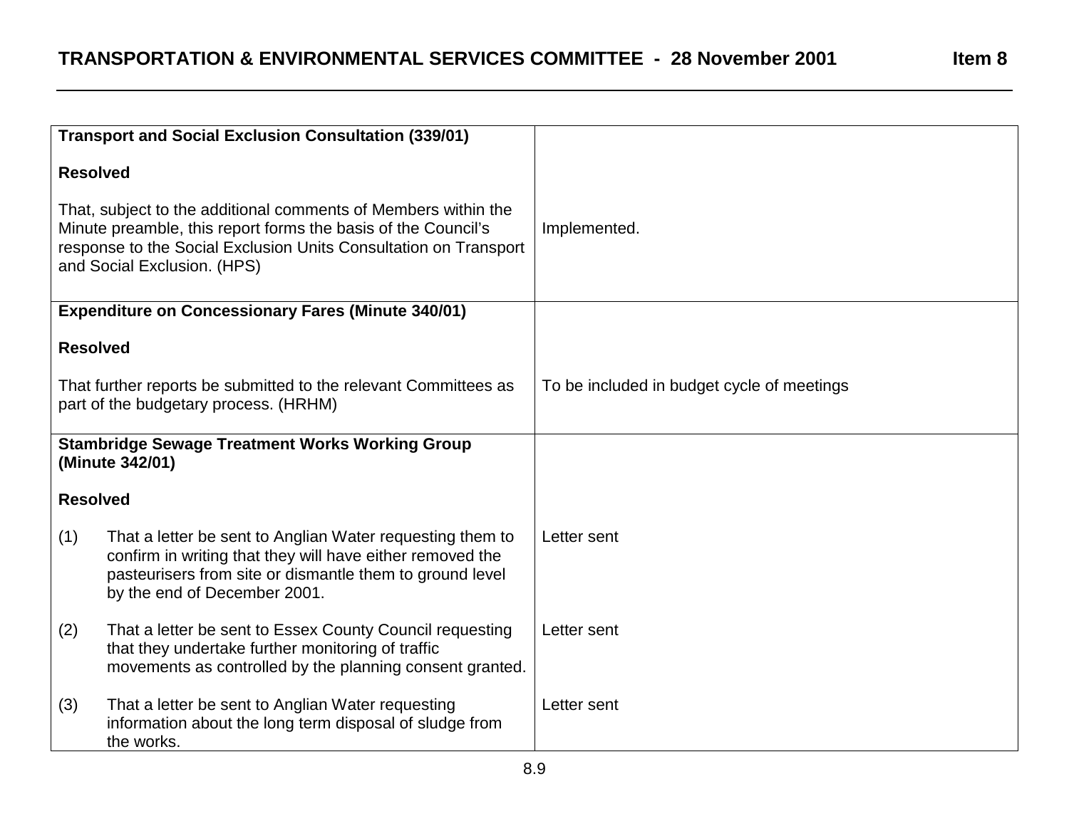| Transport and Social Exclusion Consultation (339/01) | |
|---|---|
| **Resolved** | |
| That, subject to the additional comments of Members within the Minute preamble, this report forms the basis of the Council's response to the Social Exclusion Units Consultation on Transport and Social Exclusion. (HPS) | Implemented. |
| **Expenditure on Concessionary Fares (Minute 340/01)** | |
| **Resolved** | |
| That further reports be submitted to the relevant Committees as part of the budgetary process. (HRHM) | To be included in budget cycle of meetings |
| **Stambridge Sewage Treatment Works Working Group (Minute 342/01)** | |
| **Resolved** | |
| (1) That a letter be sent to Anglian Water requesting them to confirm in writing that they will have either removed the pasteurisers from site or dismantle them to ground level by the end of December 2001. | Letter sent |
| (2) That a letter be sent to Essex County Council requesting that they undertake further monitoring of traffic movements as controlled by the planning consent granted. | Letter sent |
| (3) That a letter be sent to Anglian Water requesting information about the long term disposal of sludge from the works. | Letter sent |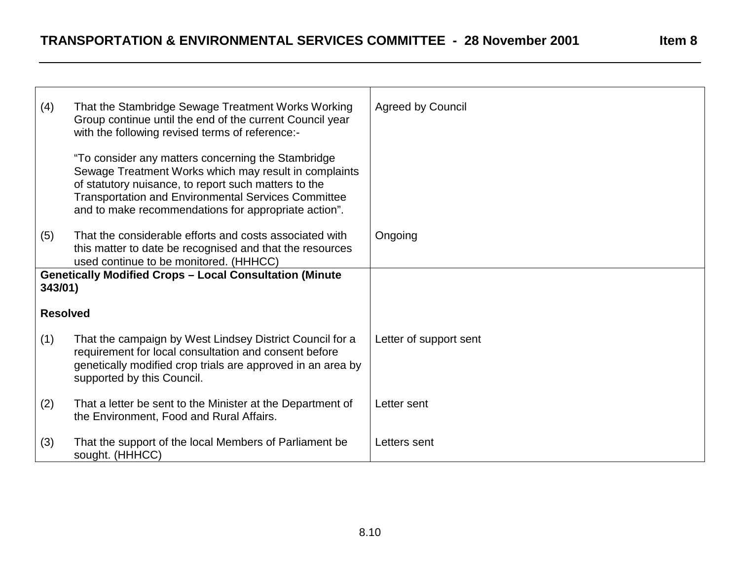| | |
|---|---|
| (4) That the Stambridge Sewage Treatment Works Working Group continue until the end of the current Council year with the following revised terms of reference:-<br><br>"To consider any matters concerning the Stambridge Sewage Treatment Works which may result in complaints of statutory nuisance, to report such matters to the Transportation and Environmental Services Committee and to make recommendations for appropriate action". | Agreed by Council |
| (5) That the considerable efforts and costs associated with this matter to date be recognised and that the resources used continue to be monitored. (HHHCC) | Ongoing |
| **Genetically Modified Crops – Local Consultation (Minute 343/01)**<br><br>**Resolved** | |
| (1) That the campaign by West Lindsey District Council for a requirement for local consultation and consent before genetically modified crop trials are approved in an area by supported by this Council. | Letter of support sent |
| (2) That a letter be sent to the Minister at the Department of the Environment, Food and Rural Affairs. | Letter sent |
| (3) That the support of the local Members of Parliament be sought. (HHHCC) | Letters sent |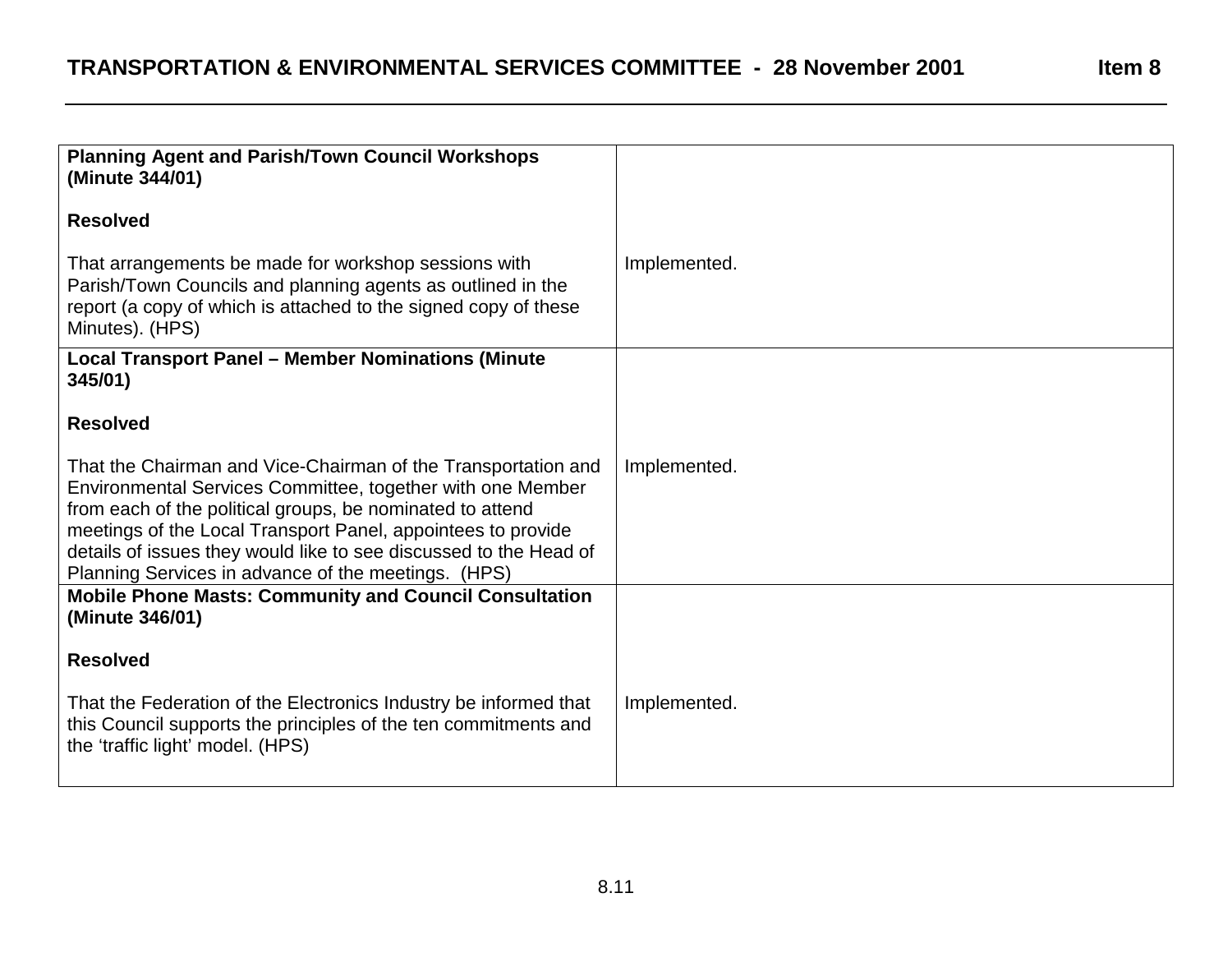| | |
|---|---|
| **Planning Agent and Parish/Town Council Workshops (Minute 344/01)**<br><br>**Resolved**<br><br>That arrangements be made for workshop sessions with Parish/Town Councils and planning agents as outlined in the report (a copy of which is attached to the signed copy of these Minutes). (HPS) | Implemented. |
| **Local Transport Panel – Member Nominations (Minute 345/01)**<br><br>**Resolved**<br><br>That the Chairman and Vice-Chairman of the Transportation and Environmental Services Committee, together with one Member from each of the political groups, be nominated to attend meetings of the Local Transport Panel, appointees to provide details of issues they would like to see discussed to the Head of Planning Services in advance of the meetings. (HPS) | Implemented. |
| **Mobile Phone Masts: Community and Council Consultation (Minute 346/01)**<br><br>**Resolved**<br><br>That the Federation of the Electronics Industry be informed that this Council supports the principles of the ten commitments and the 'traffic light' model. (HPS) | Implemented. |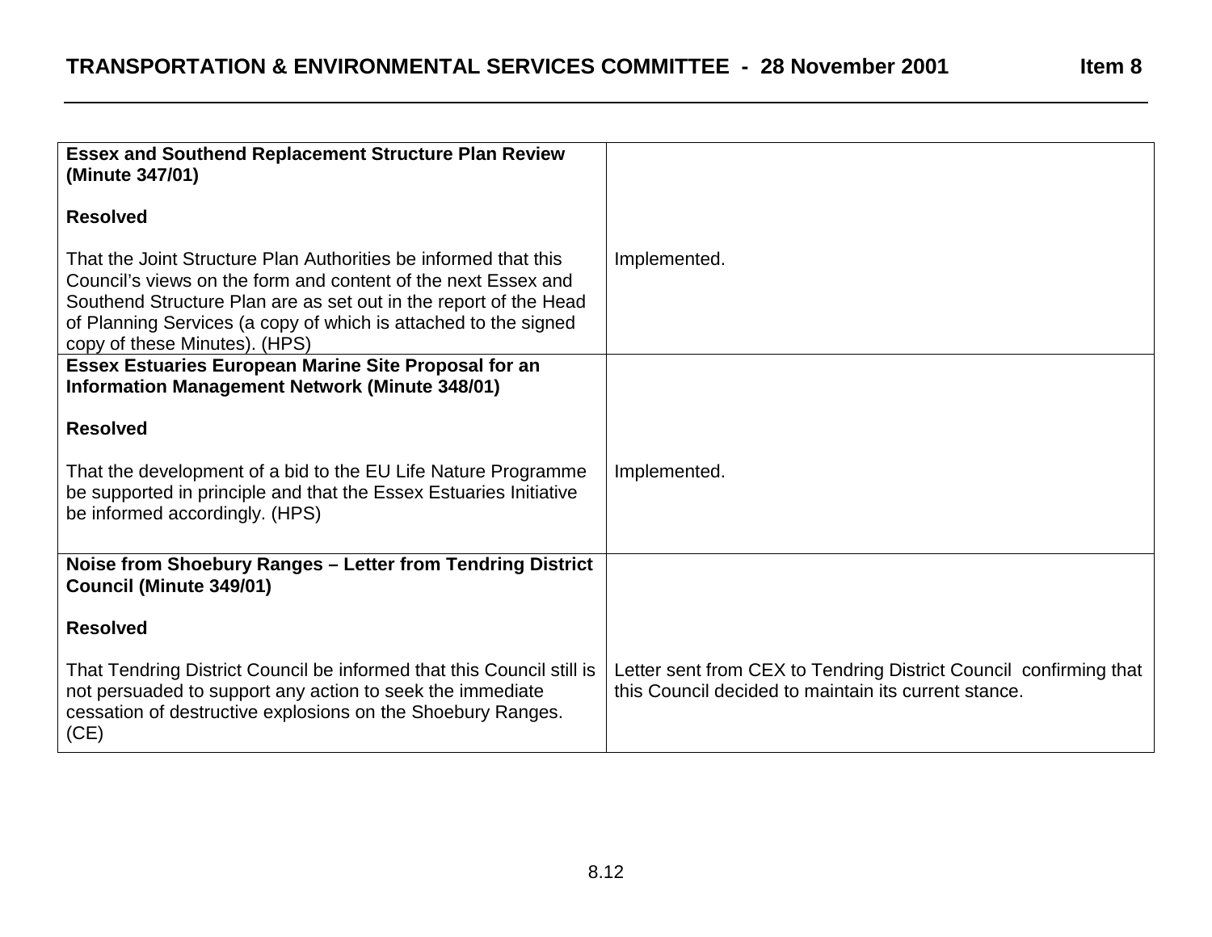| Resolution | Action |
|---|---|
| **Essex and Southend Replacement Structure Plan Review (Minute 347/01)**<br><br>**Resolved**<br><br>That the Joint Structure Plan Authorities be informed that this Council's views on the form and content of the next Essex and Southend Structure Plan are as set out in the report of the Head of Planning Services (a copy of which is attached to the signed copy of these Minutes). (HPS) | Implemented. |
| **Essex Estuaries European Marine Site Proposal for an Information Management Network (Minute 348/01)**<br><br>**Resolved**<br><br>That the development of a bid to the EU Life Nature Programme be supported in principle and that the Essex Estuaries Initiative be informed accordingly. (HPS) | Implemented. |
| **Noise from Shoebury Ranges – Letter from Tendring District Council (Minute 349/01)**<br><br>**Resolved**<br><br>That Tendring District Council be informed that this Council still is not persuaded to support any action to seek the immediate cessation of destructive explosions on the Shoebury Ranges. (CE) | Letter sent from CEX to Tendring District Council confirming that this Council decided to maintain its current stance. |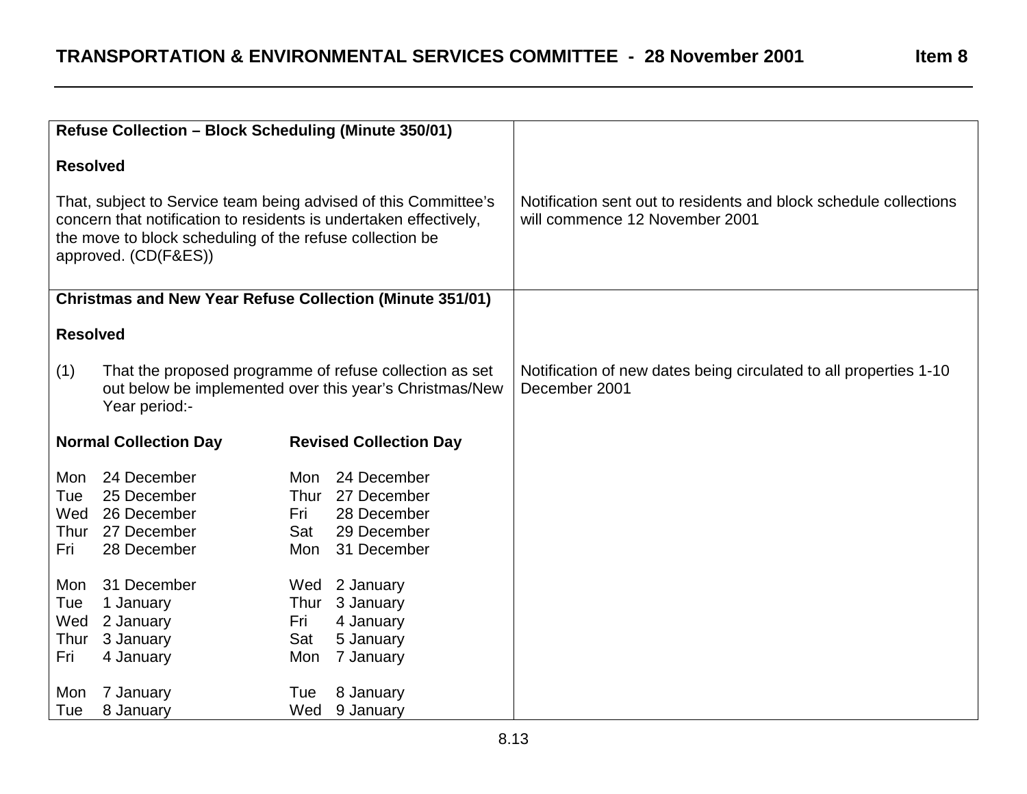| | |
|---|---|
| **Refuse Collection – Block Scheduling (Minute 350/01)**<br><br>**Resolved**<br><br>That, subject to Service team being advised of this Committee's concern that notification to residents is undertaken effectively, the move to block scheduling of the refuse collection be approved. (CD(F&ES)) | Notification sent out to residents and block schedule collections will commence 12 November 2001 |
| **Christmas and New Year Refuse Collection (Minute 351/01)**<br><br>**Resolved**<br><br>(1) That the proposed programme of refuse collection as set out below be implemented over this year's Christmas/New Year period:- | Notification of new dates being circulated to all properties 1-10 December 2001 |

| **Normal Collection Day** | **Revised Collection Day** |
|---|---|
| Mon 24 December | Mon 24 December |
| Tue 25 December | Thur 27 December |
| Wed 26 December | Fri 28 December |
| Thur 27 December | Sat 29 December |
| Fri 28 December | Mon 31 December |
| Mon 31 December | Wed 2 January |
| Tue 1 January | Thur 3 January |
| Wed 2 January | Fri 4 January |
| Thur 3 January | Sat 5 January |
| Fri 4 January | Mon 7 January |
| Mon 7 January | Tue 8 January |
| Tue 8 January | Wed 9 January |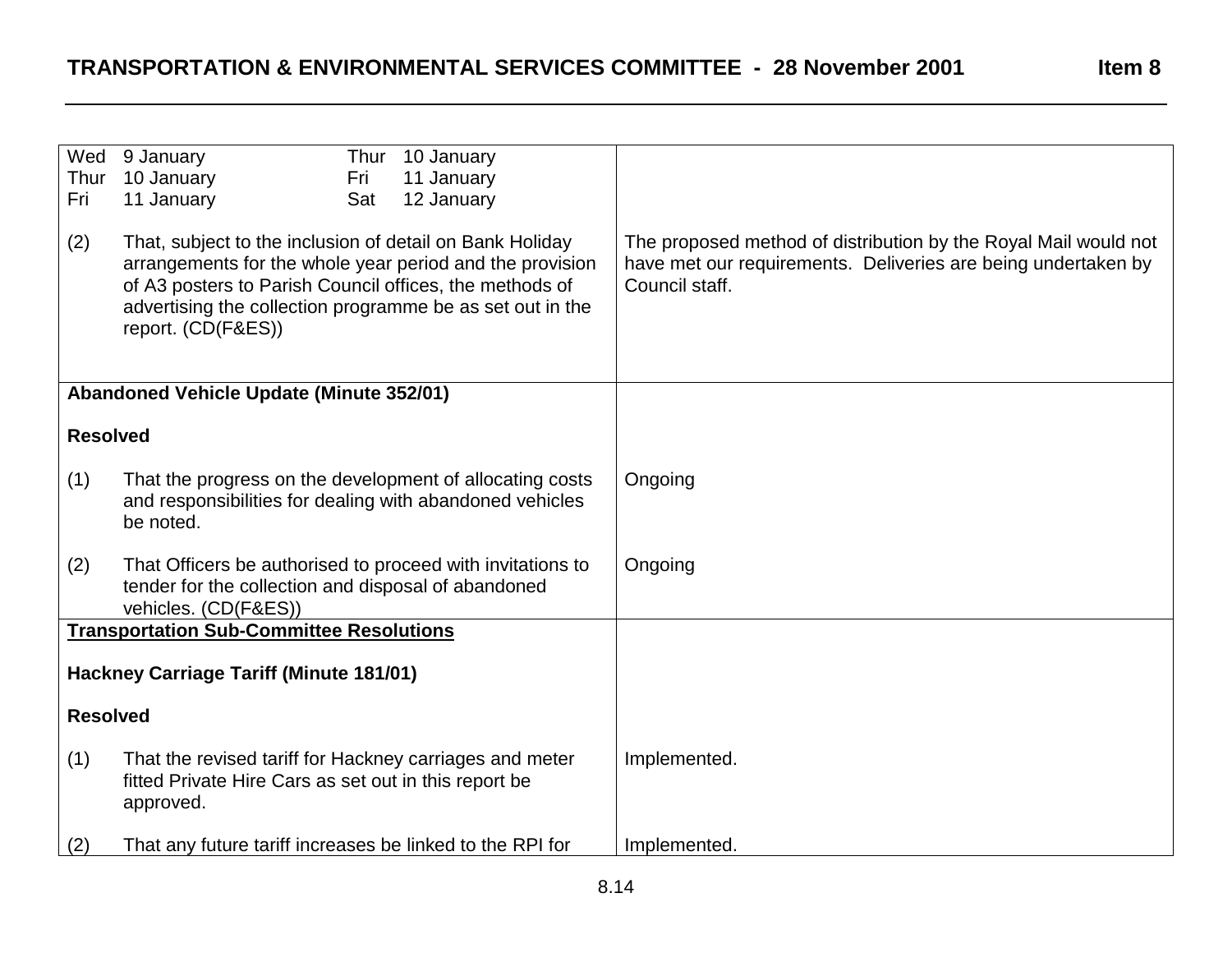| | |
|---|---|
| Wed 9 January — Thur 10 January<br>Thur 10 January — Fri 11 January<br>Fri 11 January — Sat 12 January | |
| (2) That, subject to the inclusion of detail on Bank Holiday arrangements for the whole year period and the provision of A3 posters to Parish Council offices, the methods of advertising the collection programme be as set out in the report. (CD(F&ES)) | The proposed method of distribution by the Royal Mail would not have met our requirements. Deliveries are being undertaken by Council staff. |
| **Abandoned Vehicle Update (Minute 352/01)** | |
| **Resolved** | |
| (1) That the progress on the development of allocating costs and responsibilities for dealing with abandoned vehicles be noted. | Ongoing |
| (2) That Officers be authorised to proceed with invitations to tender for the collection and disposal of abandoned vehicles. (CD(F&ES)) | Ongoing |
| **<u>Transportation Sub-Committee Resolutions</u>** | |
| **Hackney Carriage Tariff (Minute 181/01)** | |
| **Resolved** | |
| (1) That the revised tariff for Hackney carriages and meter fitted Private Hire Cars as set out in this report be approved. | Implemented. |
| (2) That any future tariff increases be linked to the RPI for | Implemented. |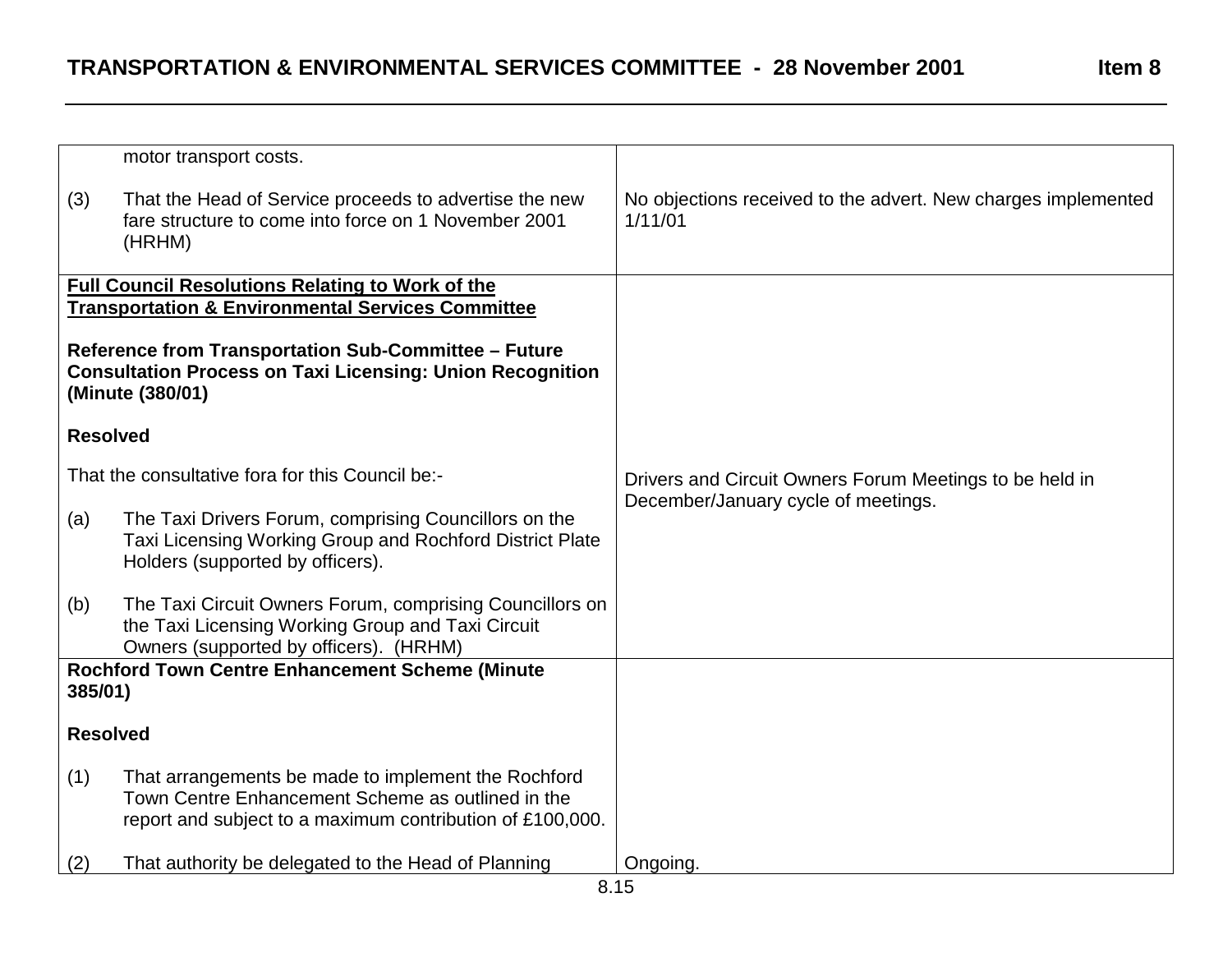| | |
|---|---|
| motor transport costs.<br><br>(3) That the Head of Service proceeds to advertise the new fare structure to come into force on 1 November 2001 (HRHM) | No objections received to the advert. New charges implemented 1/11/01 |
| **Full Council Resolutions Relating to Work of the Transportation & Environmental Services Committee**<br><br>**Reference from Transportation Sub-Committee – Future Consultation Process on Taxi Licensing: Union Recognition (Minute (380/01)**<br><br>**Resolved**<br><br>That the consultative fora for this Council be:-<br><br>(a) The Taxi Drivers Forum, comprising Councillors on the Taxi Licensing Working Group and Rochford District Plate Holders (supported by officers).<br><br>(b) The Taxi Circuit Owners Forum, comprising Councillors on the Taxi Licensing Working Group and Taxi Circuit Owners (supported by officers). (HRHM) | Drivers and Circuit Owners Forum Meetings to be held in December/January cycle of meetings. |
| **Rochford Town Centre Enhancement Scheme (Minute 385/01)**<br><br>**Resolved**<br><br>(1) That arrangements be made to implement the Rochford Town Centre Enhancement Scheme as outlined in the report and subject to a maximum contribution of £100,000.<br><br>(2) That authority be delegated to the Head of Planning | Ongoing. |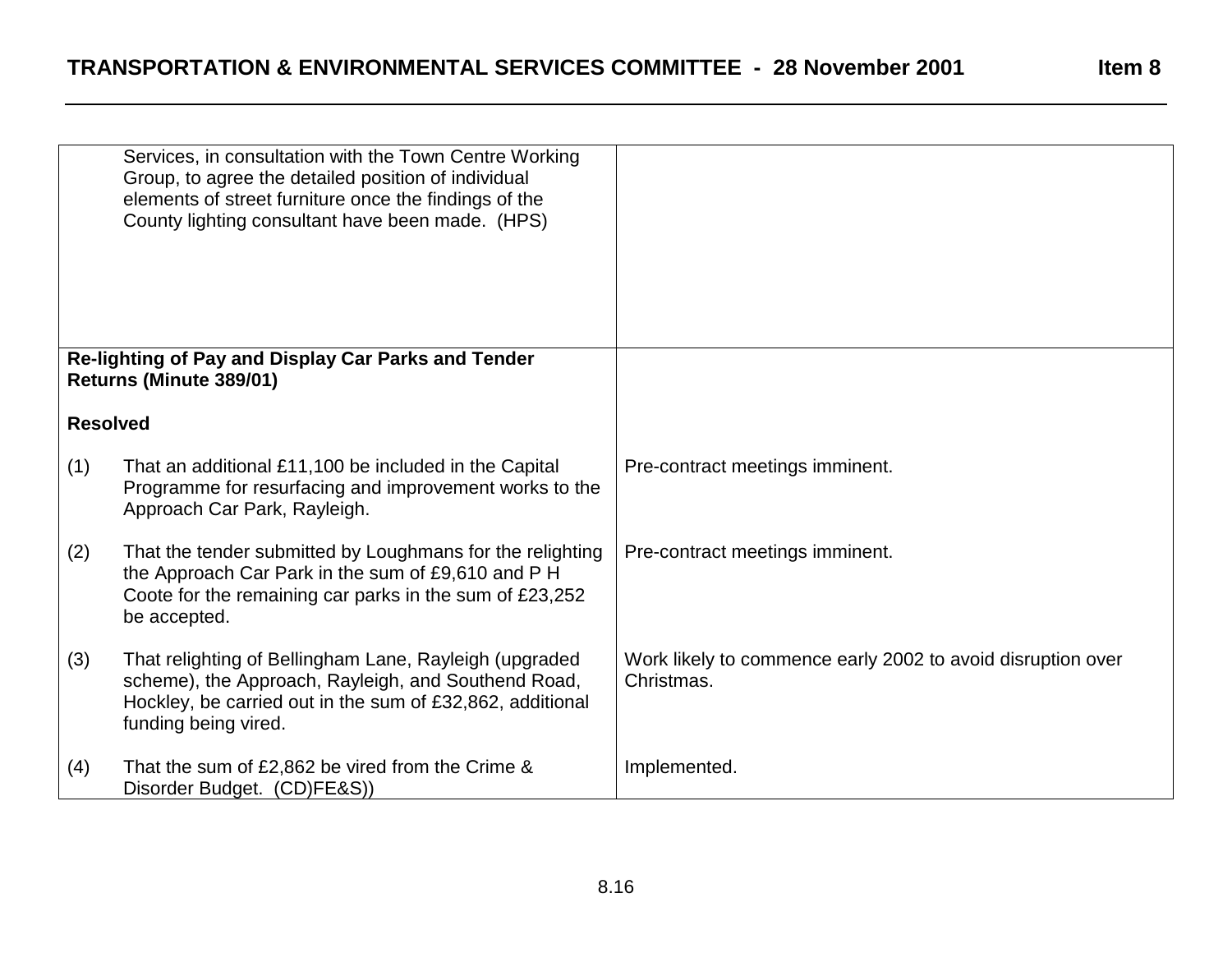| | |
|---|---|
| Services, in consultation with the Town Centre Working Group, to agree the detailed position of individual elements of street furniture once the findings of the County lighting consultant have been made. (HPS) | |
| **Re-lighting of Pay and Display Car Parks and Tender Returns (Minute 389/01)** | |
| **Resolved** | |
| (1) That an additional £11,100 be included in the Capital Programme for resurfacing and improvement works to the Approach Car Park, Rayleigh. | Pre-contract meetings imminent. |
| (2) That the tender submitted by Loughmans for the relighting the Approach Car Park in the sum of £9,610 and P H Coote for the remaining car parks in the sum of £23,252 be accepted. | Pre-contract meetings imminent. |
| (3) That relighting of Bellingham Lane, Rayleigh (upgraded scheme), the Approach, Rayleigh, and Southend Road, Hockley, be carried out in the sum of £32,862, additional funding being vired. | Work likely to commence early 2002 to avoid disruption over Christmas. |
| (4) That the sum of £2,862 be vired from the Crime & Disorder Budget. (CD)FE&S)) | Implemented. |